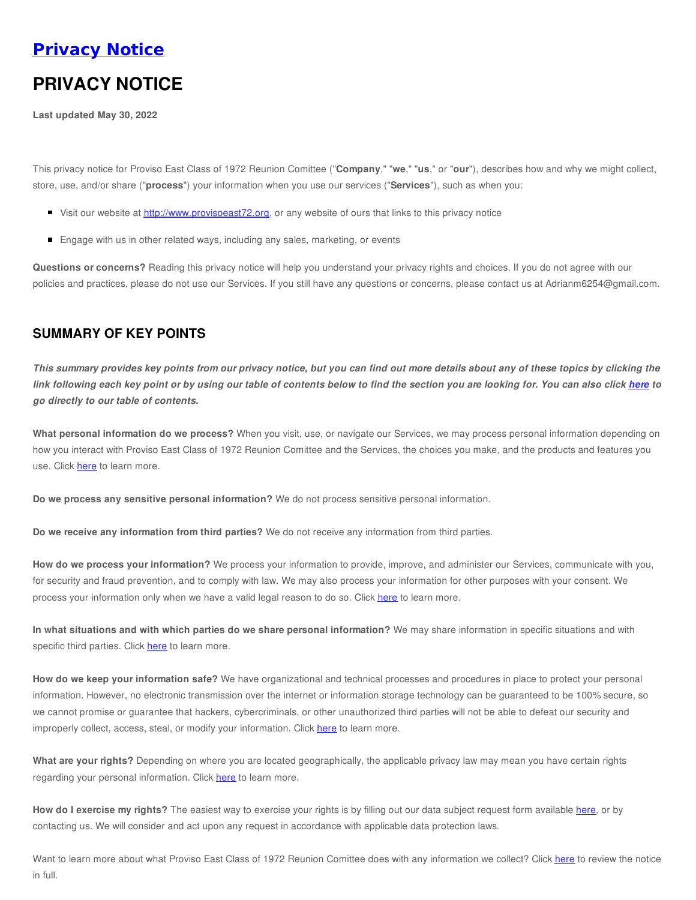# [Privacy Notice]()

# PRIVACY NOTICE

**Last updated May 30, 2022**

This privacy notice for Proviso East Class of 1972 Reunion Comittee ("**Company**," "**we**," "**us**," or "**our**"), describes how and why we might collect, store, use, and/or share ("**process**") your information when you use our services ("**Services**"), such as when you:

- Visit our website at [http://www.provisoeast72.org](http://www.provisoeast72.org), or any website of ours that links to this privacy notice
- Engage with us in other related ways, including any sales, marketing, or events

**Questions or concerns?** Reading this privacy notice will help you understand your privacy rights and choices. If you do not agree with our policies and practices, please do not use our Services. If you still have any questions or concerns, please contact us at Adrianm6254@gmail.com.

## SUMMARY OF KEY POINTS

***This summary provides key points from our privacy notice, but you can find out more details about any of these topics by clicking the link following each key point or by using our table of contents below to find the section you are looking for. You can also click [here]() to go directly to our table of contents.***

**What personal information do we process?** When you visit, use, or navigate our Services, we may process personal information depending on how you interact with Proviso East Class of 1972 Reunion Comittee and the Services, the choices you make, and the products and features you use. Click [here]() to learn more.

**Do we process any sensitive personal information?** We do not process sensitive personal information.

**Do we receive any information from third parties?** We do not receive any information from third parties.

**How do we process your information?** We process your information to provide, improve, and administer our Services, communicate with you, for security and fraud prevention, and to comply with law. We may also process your information for other purposes with your consent. We process your information only when we have a valid legal reason to do so. Click [here]() to learn more.

**In what situations and with which parties do we share personal information?** We may share information in specific situations and with specific third parties. Click [here]() to learn more.

**How do we keep your information safe?** We have organizational and technical processes and procedures in place to protect your personal information. However, no electronic transmission over the internet or information storage technology can be guaranteed to be 100% secure, so we cannot promise or guarantee that hackers, cybercriminals, or other unauthorized third parties will not be able to defeat our security and improperly collect, access, steal, or modify your information. Click [here]() to learn more.

**What are your rights?** Depending on where you are located geographically, the applicable privacy law may mean you have certain rights regarding your personal information. Click [here]() to learn more.

**How do I exercise my rights?** The easiest way to exercise your rights is by filling out our data subject request form available [here](), or by contacting us. We will consider and act upon any request in accordance with applicable data protection laws.

Want to learn more about what Proviso East Class of 1972 Reunion Comittee does with any information we collect? Click [here]() to review the notice in full.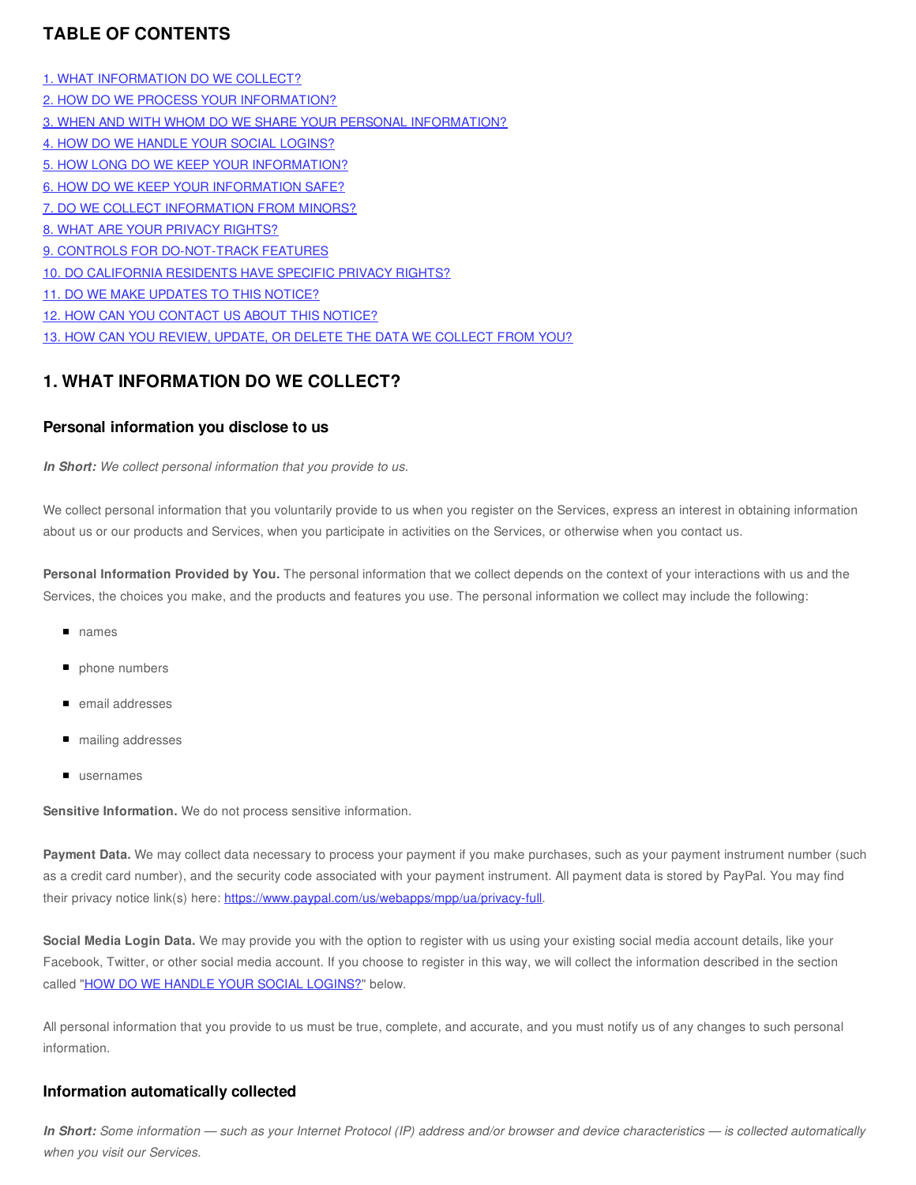## TABLE OF CONTENTS

[1. WHAT INFORMATION DO WE COLLECT?](#)
[2. HOW DO WE PROCESS YOUR INFORMATION?](#)
[3. WHEN AND WITH WHOM DO WE SHARE YOUR PERSONAL INFORMATION?](#)
[4. HOW DO WE HANDLE YOUR SOCIAL LOGINS?](#)
[5. HOW LONG DO WE KEEP YOUR INFORMATION?](#)
[6. HOW DO WE KEEP YOUR INFORMATION SAFE?](#)
[7. DO WE COLLECT INFORMATION FROM MINORS?](#)
[8. WHAT ARE YOUR PRIVACY RIGHTS?](#)
[9. CONTROLS FOR DO-NOT-TRACK FEATURES](#)
[10. DO CALIFORNIA RESIDENTS HAVE SPECIFIC PRIVACY RIGHTS?](#)
[11. DO WE MAKE UPDATES TO THIS NOTICE?](#)
[12. HOW CAN YOU CONTACT US ABOUT THIS NOTICE?](#)
[13. HOW CAN YOU REVIEW, UPDATE, OR DELETE THE DATA WE COLLECT FROM YOU?](#)

## 1. WHAT INFORMATION DO WE COLLECT?

### Personal information you disclose to us

***In Short:*** *We collect personal information that you provide to us.*

We collect personal information that you voluntarily provide to us when you register on the Services, express an interest in obtaining information about us or our products and Services, when you participate in activities on the Services, or otherwise when you contact us.

**Personal Information Provided by You.** The personal information that we collect depends on the context of your interactions with us and the Services, the choices you make, and the products and features you use. The personal information we collect may include the following:

- names
- phone numbers
- email addresses
- mailing addresses
- usernames

**Sensitive Information.** We do not process sensitive information.

**Payment Data.** We may collect data necessary to process your payment if you make purchases, such as your payment instrument number (such as a credit card number), and the security code associated with your payment instrument. All payment data is stored by PayPal. You may find their privacy notice link(s) here: https://www.paypal.com/us/webapps/mpp/ua/privacy-full.

**Social Media Login Data.** We may provide you with the option to register with us using your existing social media account details, like your Facebook, Twitter, or other social media account. If you choose to register in this way, we will collect the information described in the section called "[HOW DO WE HANDLE YOUR SOCIAL LOGINS?](#)" below.

All personal information that you provide to us must be true, complete, and accurate, and you must notify us of any changes to such personal information.

### Information automatically collected

***In Short:*** *Some information — such as your Internet Protocol (IP) address and/or browser and device characteristics — is collected automatically when you visit our Services.*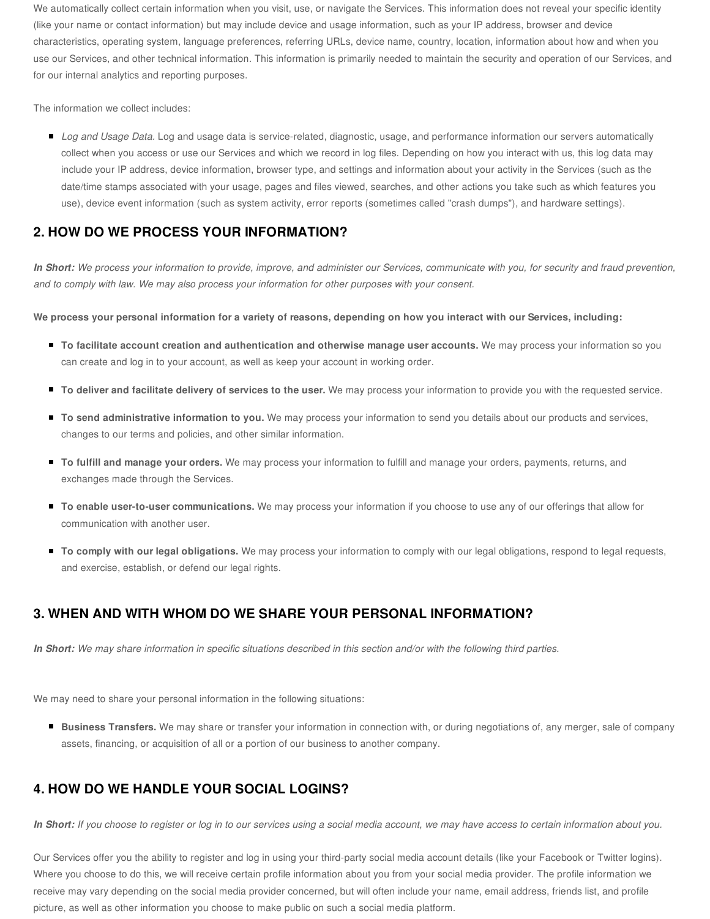We automatically collect certain information when you visit, use, or navigate the Services. This information does not reveal your specific identity (like your name or contact information) but may include device and usage information, such as your IP address, browser and device characteristics, operating system, language preferences, referring URLs, device name, country, location, information about how and when you use our Services, and other technical information. This information is primarily needed to maintain the security and operation of our Services, and for our internal analytics and reporting purposes.

The information we collect includes:

- *Log and Usage Data.* Log and usage data is service-related, diagnostic, usage, and performance information our servers automatically collect when you access or use our Services and which we record in log files. Depending on how you interact with us, this log data may include your IP address, device information, browser type, and settings and information about your activity in the Services (such as the date/time stamps associated with your usage, pages and files viewed, searches, and other actions you take such as which features you use), device event information (such as system activity, error reports (sometimes called "crash dumps"), and hardware settings).

## 2. HOW DO WE PROCESS YOUR INFORMATION?

***In Short:*** *We process your information to provide, improve, and administer our Services, communicate with you, for security and fraud prevention, and to comply with law. We may also process your information for other purposes with your consent.*

**We process your personal information for a variety of reasons, depending on how you interact with our Services, including:**

- **To facilitate account creation and authentication and otherwise manage user accounts.** We may process your information so you can create and log in to your account, as well as keep your account in working order.
- **To deliver and facilitate delivery of services to the user.** We may process your information to provide you with the requested service.
- **To send administrative information to you.** We may process your information to send you details about our products and services, changes to our terms and policies, and other similar information.
- **To fulfill and manage your orders.** We may process your information to fulfill and manage your orders, payments, returns, and exchanges made through the Services.
- **To enable user-to-user communications.** We may process your information if you choose to use any of our offerings that allow for communication with another user.
- **To comply with our legal obligations.** We may process your information to comply with our legal obligations, respond to legal requests, and exercise, establish, or defend our legal rights.

## 3. WHEN AND WITH WHOM DO WE SHARE YOUR PERSONAL INFORMATION?

***In Short:*** *We may share information in specific situations described in this section and/or with the following third parties.*

We may need to share your personal information in the following situations:

- **Business Transfers.** We may share or transfer your information in connection with, or during negotiations of, any merger, sale of company assets, financing, or acquisition of all or a portion of our business to another company.

## 4. HOW DO WE HANDLE YOUR SOCIAL LOGINS?

***In Short:*** *If you choose to register or log in to our services using a social media account, we may have access to certain information about you.*

Our Services offer you the ability to register and log in using your third-party social media account details (like your Facebook or Twitter logins). Where you choose to do this, we will receive certain profile information about you from your social media provider. The profile information we receive may vary depending on the social media provider concerned, but will often include your name, email address, friends list, and profile picture, as well as other information you choose to make public on such a social media platform.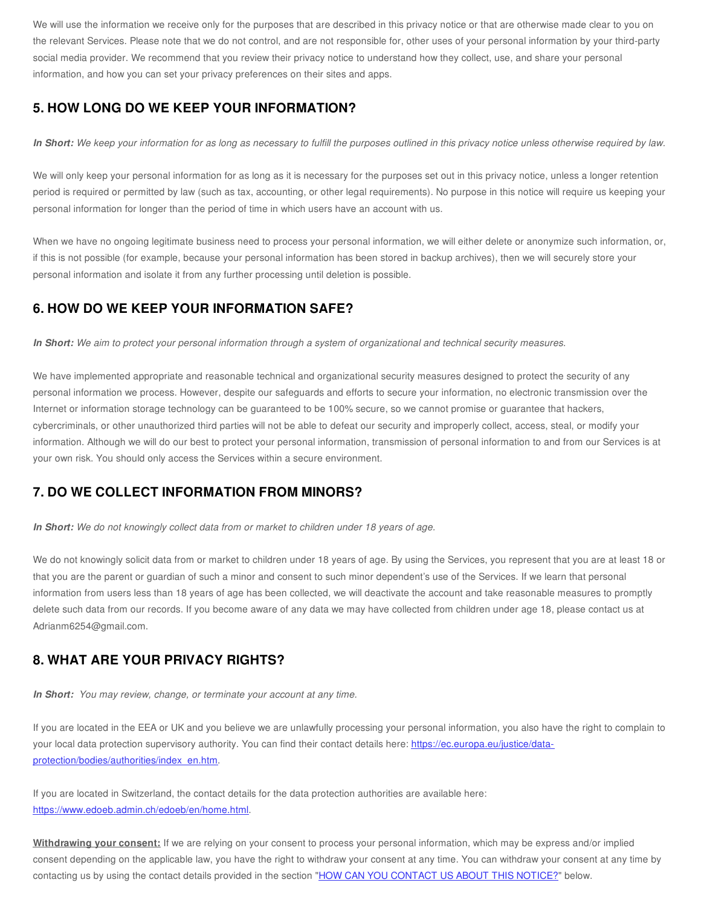We will use the information we receive only for the purposes that are described in this privacy notice or that are otherwise made clear to you on the relevant Services. Please note that we do not control, and are not responsible for, other uses of your personal information by your third-party social media provider. We recommend that you review their privacy notice to understand how they collect, use, and share your personal information, and how you can set your privacy preferences on their sites and apps.

## 5. HOW LONG DO WE KEEP YOUR INFORMATION?

***In Short:*** *We keep your information for as long as necessary to fulfill the purposes outlined in this privacy notice unless otherwise required by law.*

We will only keep your personal information for as long as it is necessary for the purposes set out in this privacy notice, unless a longer retention period is required or permitted by law (such as tax, accounting, or other legal requirements). No purpose in this notice will require us keeping your personal information for longer than the period of time in which users have an account with us.

When we have no ongoing legitimate business need to process your personal information, we will either delete or anonymize such information, or, if this is not possible (for example, because your personal information has been stored in backup archives), then we will securely store your personal information and isolate it from any further processing until deletion is possible.

## 6. HOW DO WE KEEP YOUR INFORMATION SAFE?

***In Short:*** *We aim to protect your personal information through a system of organizational and technical security measures.*

We have implemented appropriate and reasonable technical and organizational security measures designed to protect the security of any personal information we process. However, despite our safeguards and efforts to secure your information, no electronic transmission over the Internet or information storage technology can be guaranteed to be 100% secure, so we cannot promise or guarantee that hackers, cybercriminals, or other unauthorized third parties will not be able to defeat our security and improperly collect, access, steal, or modify your information. Although we will do our best to protect your personal information, transmission of personal information to and from our Services is at your own risk. You should only access the Services within a secure environment.

## 7. DO WE COLLECT INFORMATION FROM MINORS?

***In Short:*** *We do not knowingly collect data from or market to children under 18 years of age.*

We do not knowingly solicit data from or market to children under 18 years of age. By using the Services, you represent that you are at least 18 or that you are the parent or guardian of such a minor and consent to such minor dependent's use of the Services. If we learn that personal information from users less than 18 years of age has been collected, we will deactivate the account and take reasonable measures to promptly delete such data from our records. If you become aware of any data we may have collected from children under age 18, please contact us at Adrianm6254@gmail.com.

## 8. WHAT ARE YOUR PRIVACY RIGHTS?

***In Short:*** *You may review, change, or terminate your account at any time.*

If you are located in the EEA or UK and you believe we are unlawfully processing your personal information, you also have the right to complain to your local data protection supervisory authority. You can find their contact details here: [https://ec.europa.eu/justice/data-protection/bodies/authorities/index_en.htm](https://ec.europa.eu/justice/data-protection/bodies/authorities/index_en.htm).

If you are located in Switzerland, the contact details for the data protection authorities are available here: [https://www.edoeb.admin.ch/edoeb/en/home.html](https://www.edoeb.admin.ch/edoeb/en/home.html).

**Withdrawing your consent:** If we are relying on your consent to process your personal information, which may be express and/or implied consent depending on the applicable law, you have the right to withdraw your consent at any time. You can withdraw your consent at any time by contacting us by using the contact details provided in the section "HOW CAN YOU CONTACT US ABOUT THIS NOTICE?" below.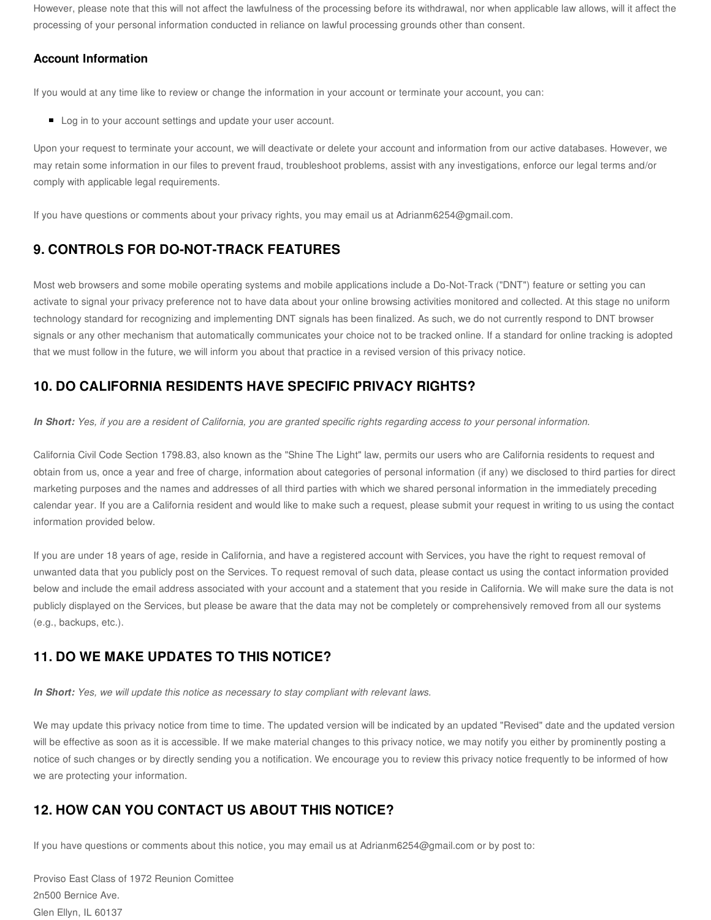However, please note that this will not affect the lawfulness of the processing before its withdrawal, nor when applicable law allows, will it affect the processing of your personal information conducted in reliance on lawful processing grounds other than consent.

### Account Information

If you would at any time like to review or change the information in your account or terminate your account, you can:

- Log in to your account settings and update your user account.

Upon your request to terminate your account, we will deactivate or delete your account and information from our active databases. However, we may retain some information in our files to prevent fraud, troubleshoot problems, assist with any investigations, enforce our legal terms and/or comply with applicable legal requirements.

If you have questions or comments about your privacy rights, you may email us at Adrianm6254@gmail.com.

## 9. CONTROLS FOR DO-NOT-TRACK FEATURES

Most web browsers and some mobile operating systems and mobile applications include a Do-Not-Track ("DNT") feature or setting you can activate to signal your privacy preference not to have data about your online browsing activities monitored and collected. At this stage no uniform technology standard for recognizing and implementing DNT signals has been finalized. As such, we do not currently respond to DNT browser signals or any other mechanism that automatically communicates your choice not to be tracked online. If a standard for online tracking is adopted that we must follow in the future, we will inform you about that practice in a revised version of this privacy notice.

## 10. DO CALIFORNIA RESIDENTS HAVE SPECIFIC PRIVACY RIGHTS?

***In Short:*** *Yes, if you are a resident of California, you are granted specific rights regarding access to your personal information.*

California Civil Code Section 1798.83, also known as the "Shine The Light" law, permits our users who are California residents to request and obtain from us, once a year and free of charge, information about categories of personal information (if any) we disclosed to third parties for direct marketing purposes and the names and addresses of all third parties with which we shared personal information in the immediately preceding calendar year. If you are a California resident and would like to make such a request, please submit your request in writing to us using the contact information provided below.

If you are under 18 years of age, reside in California, and have a registered account with Services, you have the right to request removal of unwanted data that you publicly post on the Services. To request removal of such data, please contact us using the contact information provided below and include the email address associated with your account and a statement that you reside in California. We will make sure the data is not publicly displayed on the Services, but please be aware that the data may not be completely or comprehensively removed from all our systems (e.g., backups, etc.).

## 11. DO WE MAKE UPDATES TO THIS NOTICE?

***In Short:*** *Yes, we will update this notice as necessary to stay compliant with relevant laws.*

We may update this privacy notice from time to time. The updated version will be indicated by an updated "Revised" date and the updated version will be effective as soon as it is accessible. If we make material changes to this privacy notice, we may notify you either by prominently posting a notice of such changes or by directly sending you a notification. We encourage you to review this privacy notice frequently to be informed of how we are protecting your information.

## 12. HOW CAN YOU CONTACT US ABOUT THIS NOTICE?

If you have questions or comments about this notice, you may email us at Adrianm6254@gmail.com or by post to:

Proviso East Class of 1972 Reunion Comittee  
2n500 Bernice Ave.  
Glen Ellyn, IL 60137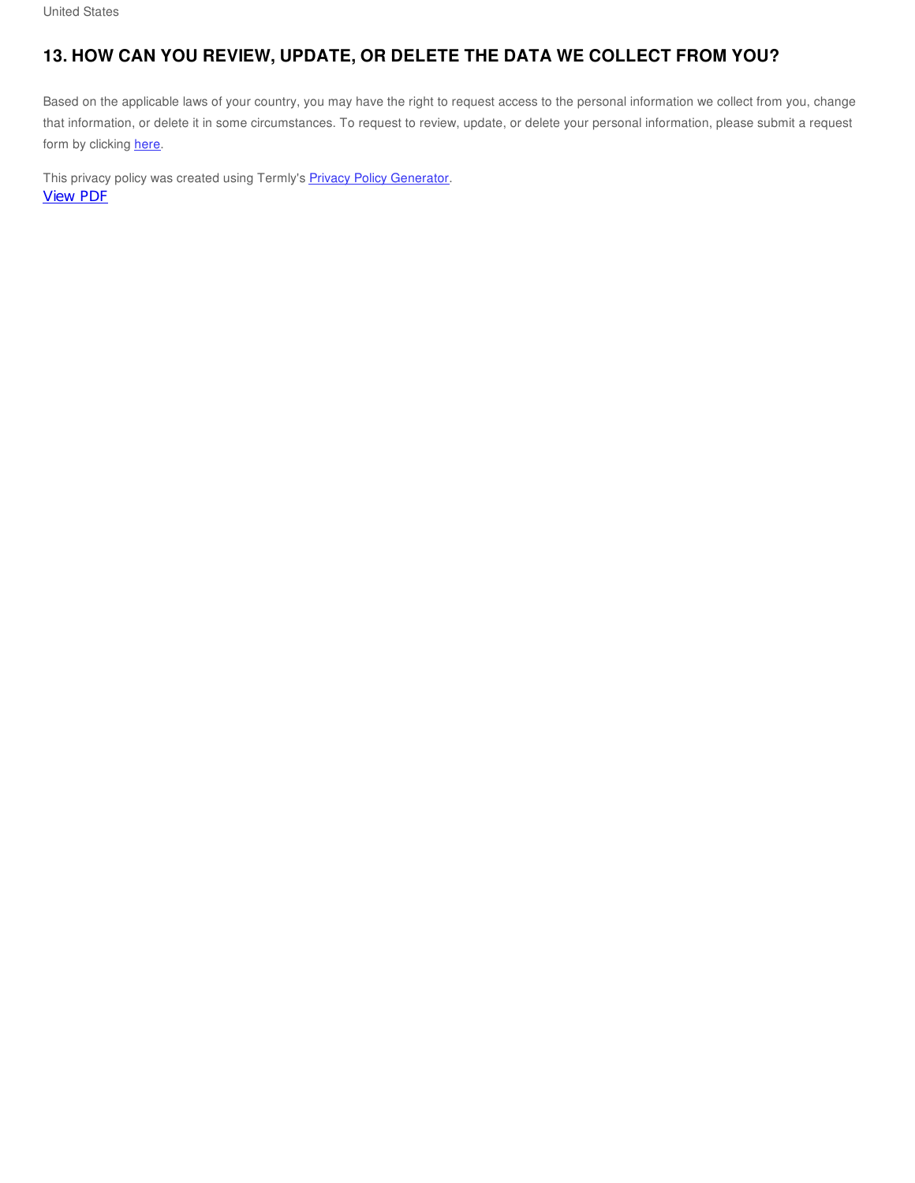United States

## 13. HOW CAN YOU REVIEW, UPDATE, OR DELETE THE DATA WE COLLECT FROM YOU?

Based on the applicable laws of your country, you may have the right to request access to the personal information we collect from you, change that information, or delete it in some circumstances. To request to review, update, or delete your personal information, please submit a request form by clicking here.

This privacy policy was created using Termly's Privacy Policy Generator.

View PDF